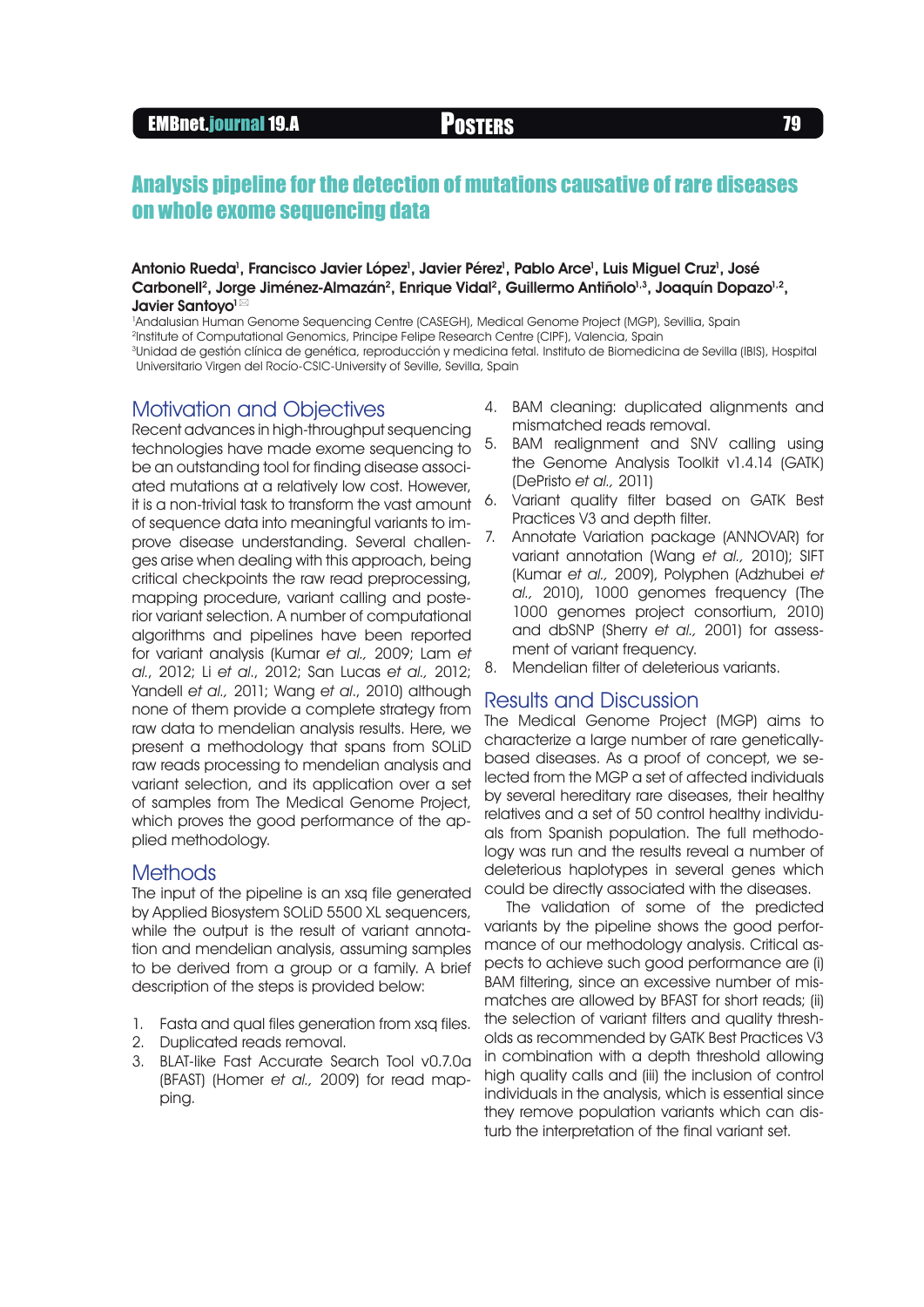# Analysis pipeline for the detection of mutations causative of rare diseases on whole exome sequencing data

**Antonio Rueda[1], Francisco Javier López[1], Javier Pérez[1], Pablo Arce[1], Luis Miguel Cruz[1], José Carbonell[2], Jorge Jiménez-Almazán[2], Enrique Vidal[2], Guillermo Antiñolo[1,3], Joaquín Dopazo[1,2], Javier Santoyo[1]**

[1]Andalusian Human Genome Sequencing Centre (CASEGH), Medical Genome Project (MGP), Sevillia, Spain
[2]Institute of Computational Genomics, Principe Felipe Research Centre (CIPF), Valencia, Spain
[3]Unidad de gestión clínica de genética, reproducción y medicina fetal. Instituto de Biomedicina de Sevilla (IBIS), Hospital Universitario Virgen del Rocío-CSIC-University of Seville, Sevilla, Spain

## Motivation and Objectives

Recent advances in high-throughput sequencing technologies have made exome sequencing to be an outstanding tool for finding disease associated mutations at a relatively low cost. However, it is a non-trivial task to transform the vast amount of sequence data into meaningful variants to improve disease understanding. Several challenges arise when dealing with this approach, being critical checkpoints the raw read preprocessing, mapping procedure, variant calling and posterior variant selection. A number of computational algorithms and pipelines have been reported for variant analysis (Kumar *et al.,* 2009; Lam *et al.*, 2012; Li *et al.*, 2012; San Lucas *et al.*, 2012; Yandell *et al.,* 2011; Wang *et al.*, 2010) although none of them provide a complete strategy from raw data to mendelian analysis results. Here, we present a methodology that spans from SOLiD raw reads processing to mendelian analysis and variant selection, and its application over a set of samples from The Medical Genome Project, which proves the good performance of the applied methodology.

## Methods

The input of the pipeline is an xsq file generated by Applied Biosystem SOLiD 5500 XL sequencers, while the output is the result of variant annotation and mendelian analysis, assuming samples to be derived from a group or a family. A brief description of the steps is provided below:

1. Fasta and qual files generation from xsq files.
2. Duplicated reads removal.
3. BLAT-like Fast Accurate Search Tool v0.7.0a (BFAST) (Homer *et al.,* 2009) for read mapping.
4. BAM cleaning: duplicated alignments and mismatched reads removal.
5. BAM realignment and SNV calling using the Genome Analysis Toolkit v1.4.14 (GATK) (DePristo *et al.,* 2011)
6. Variant quality filter based on GATK Best Practices V3 and depth filter.
7. Annotate Variation package (ANNOVAR) for variant annotation (Wang *et al.,* 2010); SIFT (Kumar *et al.,* 2009), Polyphen (Adzhubei *et al.,* 2010), 1000 genomes frequency (The 1000 genomes project consortium, 2010) and dbSNP (Sherry *et al.,* 2001) for assessment of variant frequency.
8. Mendelian filter of deleterious variants.

## Results and Discussion

The Medical Genome Project (MGP) aims to characterize a large number of rare genetically-based diseases. As a proof of concept, we selected from the MGP a set of affected individuals by several hereditary rare diseases, their healthy relatives and a set of 50 control healthy individuals from Spanish population. The full methodology was run and the results reveal a number of deleterious haplotypes in several genes which could be directly associated with the diseases.

The validation of some of the predicted variants by the pipeline shows the good performance of our methodology analysis. Critical aspects to achieve such good performance are (i) BAM filtering, since an excessive number of mismatches are allowed by BFAST for short reads; (ii) the selection of variant filters and quality thresholds as recommended by GATK Best Practices V3 in combination with a depth threshold allowing high quality calls and (iii) the inclusion of control individuals in the analysis, which is essential since they remove population variants which can disturb the interpretation of the final variant set.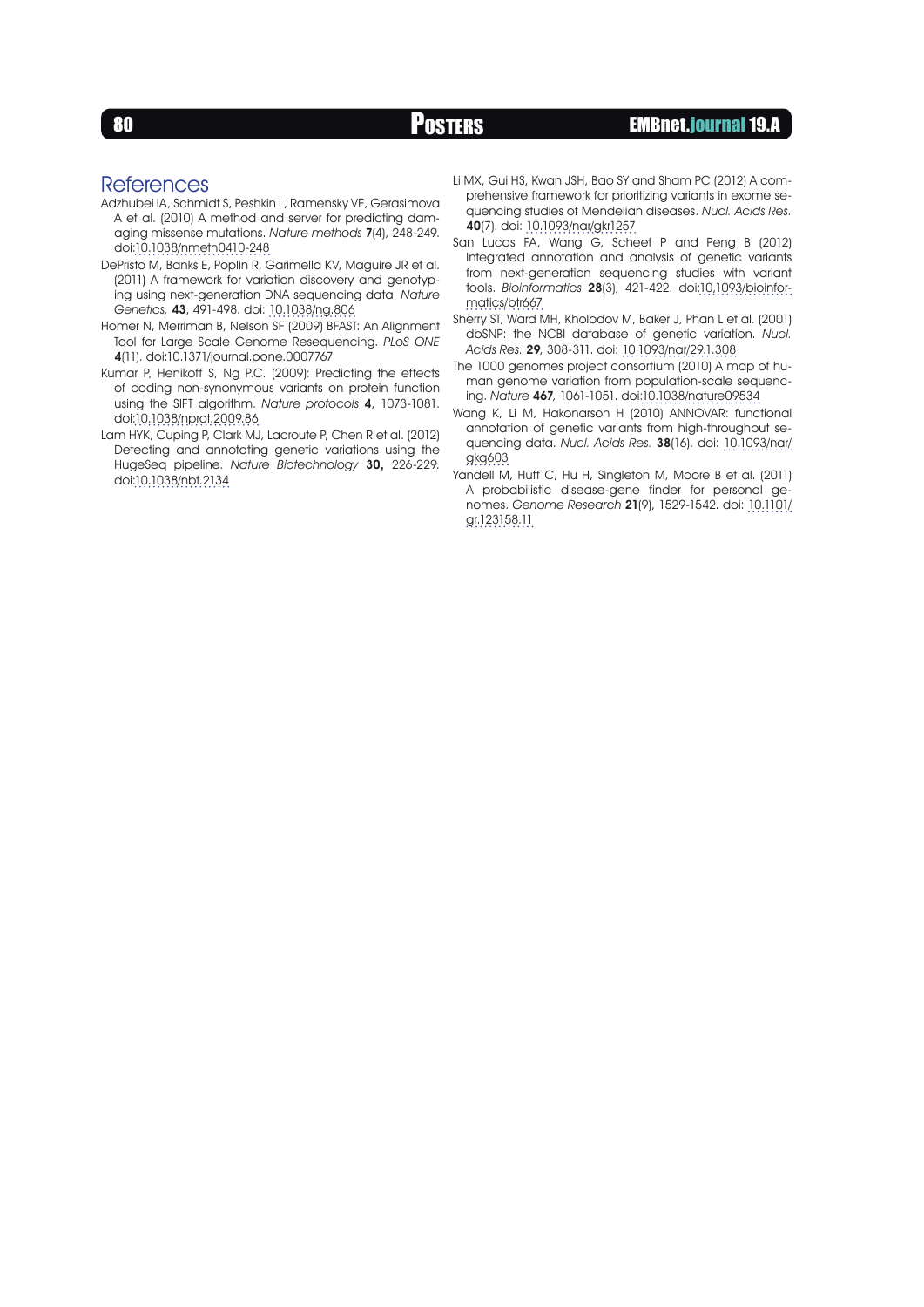## References

Adzhubei IA, Schmidt S, Peshkin L, Ramensky VE, Gerasimova A et al. (2010) A method and server for predicting damaging missense mutations. *Nature methods* **7**(4), 248-249. doi:10.1038/nmeth0410-248

DePristo M, Banks E, Poplin R, Garimella KV, Maguire JR et al. (2011) A framework for variation discovery and genotyping using next-generation DNA sequencing data. *Nature Genetics,* **43**, 491-498. doi: 10.1038/ng.806

Homer N, Merriman B, Nelson SF (2009) BFAST: An Alignment Tool for Large Scale Genome Resequencing. *PLoS ONE* **4**(11). doi:10.1371/journal.pone.0007767

Kumar P, Henikoff S, Ng P.C. (2009): Predicting the effects of coding non-synonymous variants on protein function using the SIFT algorithm. *Nature protocols* **4**, 1073-1081. doi:10.1038/nprot.2009.86

Lam HYK, Cuping P, Clark MJ, Lacroute P, Chen R et al. (2012) Detecting and annotating genetic variations using the HugeSeq pipeline. *Nature Biotechnology* **30,** 226-229. doi:10.1038/nbt.2134

Li MX, Gui HS, Kwan JSH, Bao SY and Sham PC (2012) A comprehensive framework for prioritizing variants in exome sequencing studies of Mendelian diseases. *Nucl. Acids Res.* **40**(7). doi: 10.1093/nar/gkr1257

San Lucas FA, Wang G, Scheet P and Peng B (2012) Integrated annotation and analysis of genetic variants from next-generation sequencing studies with variant tools. *Bioinformatics* **28**(3), 421-422. doi:10.1093/bioinformatics/btr667

Sherry ST, Ward MH, Kholodov M, Baker J, Phan L et al. (2001) dbSNP: the NCBI database of genetic variation. *Nucl. Acids Res.* **29**, 308-311. doi: 10.1093/nar/29.1.308

The 1000 genomes project consortium (2010) A map of human genome variation from population-scale sequencing. *Nature* **467**, 1061-1051. doi:10.1038/nature09534

Wang K, Li M, Hakonarson H (2010) ANNOVAR: functional annotation of genetic variants from high-throughput sequencing data. *Nucl. Acids Res.* **38**(16). doi: 10.1093/nar/gkq603

Yandell M, Huff C, Hu H, Singleton M, Moore B et al. (2011) A probabilistic disease-gene finder for personal genomes. *Genome Research* **21**(9), 1529-1542. doi: 10.1101/gr.123158.11